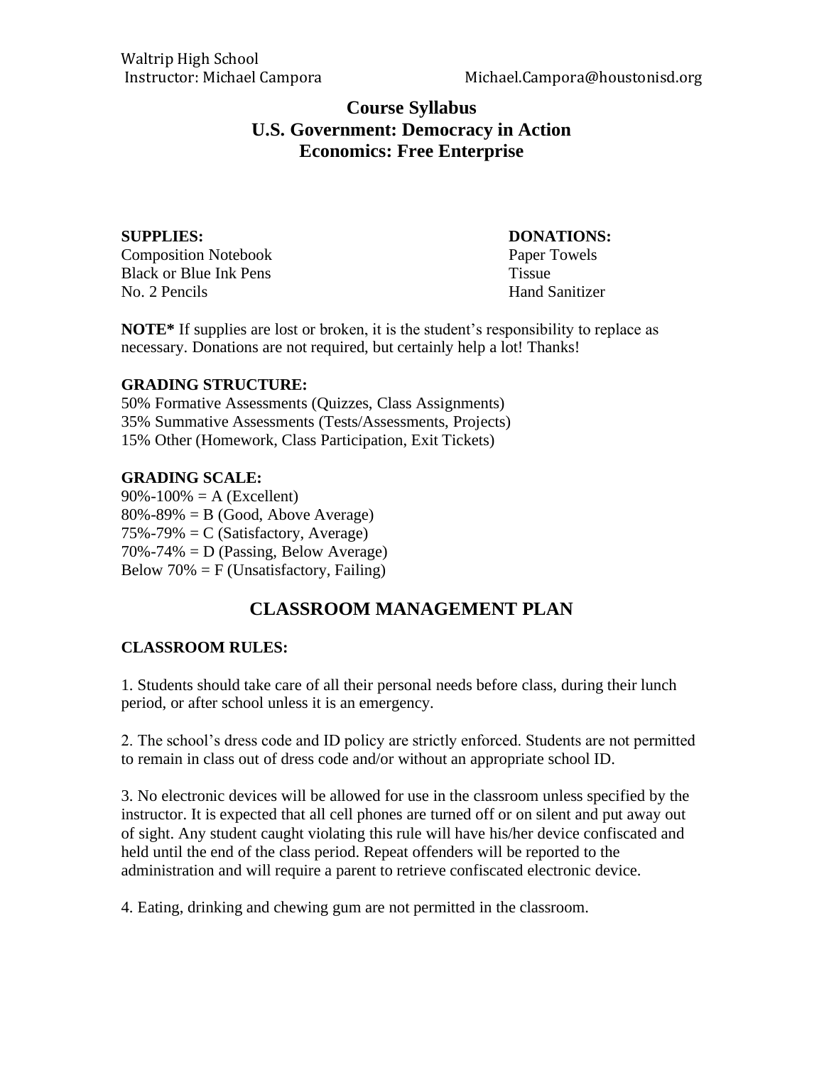Waltrip High School
Instructor: Michael Campora Michael.Campora@houstonisd.org

# Course Syllabus
# U.S. Government: Democracy in Action
# Economics: Free Enterprise

**SUPPLIES:**
Composition Notebook
Black or Blue Ink Pens
No. 2 Pencils

**DONATIONS:**
Paper Towels
Tissue
Hand Sanitizer

**NOTE*** If supplies are lost or broken, it is the student's responsibility to replace as necessary. Donations are not required, but certainly help a lot! Thanks!

**GRADING STRUCTURE:**
50% Formative Assessments (Quizzes, Class Assignments)
35% Summative Assessments (Tests/Assessments, Projects)
15% Other (Homework, Class Participation, Exit Tickets)

**GRADING SCALE:**
90%-100% = A (Excellent)
80%-89% = B (Good, Above Average)
75%-79% = C (Satisfactory, Average)
70%-74% = D (Passing, Below Average)
Below 70% = F (Unsatisfactory, Failing)

## CLASSROOM MANAGEMENT PLAN

**CLASSROOM RULES:**

1. Students should take care of all their personal needs before class, during their lunch period, or after school unless it is an emergency.

2. The school's dress code and ID policy are strictly enforced. Students are not permitted to remain in class out of dress code and/or without an appropriate school ID.

3. No electronic devices will be allowed for use in the classroom unless specified by the instructor. It is expected that all cell phones are turned off or on silent and put away out of sight. Any student caught violating this rule will have his/her device confiscated and held until the end of the class period. Repeat offenders will be reported to the administration and will require a parent to retrieve confiscated electronic device.

4. Eating, drinking and chewing gum are not permitted in the classroom.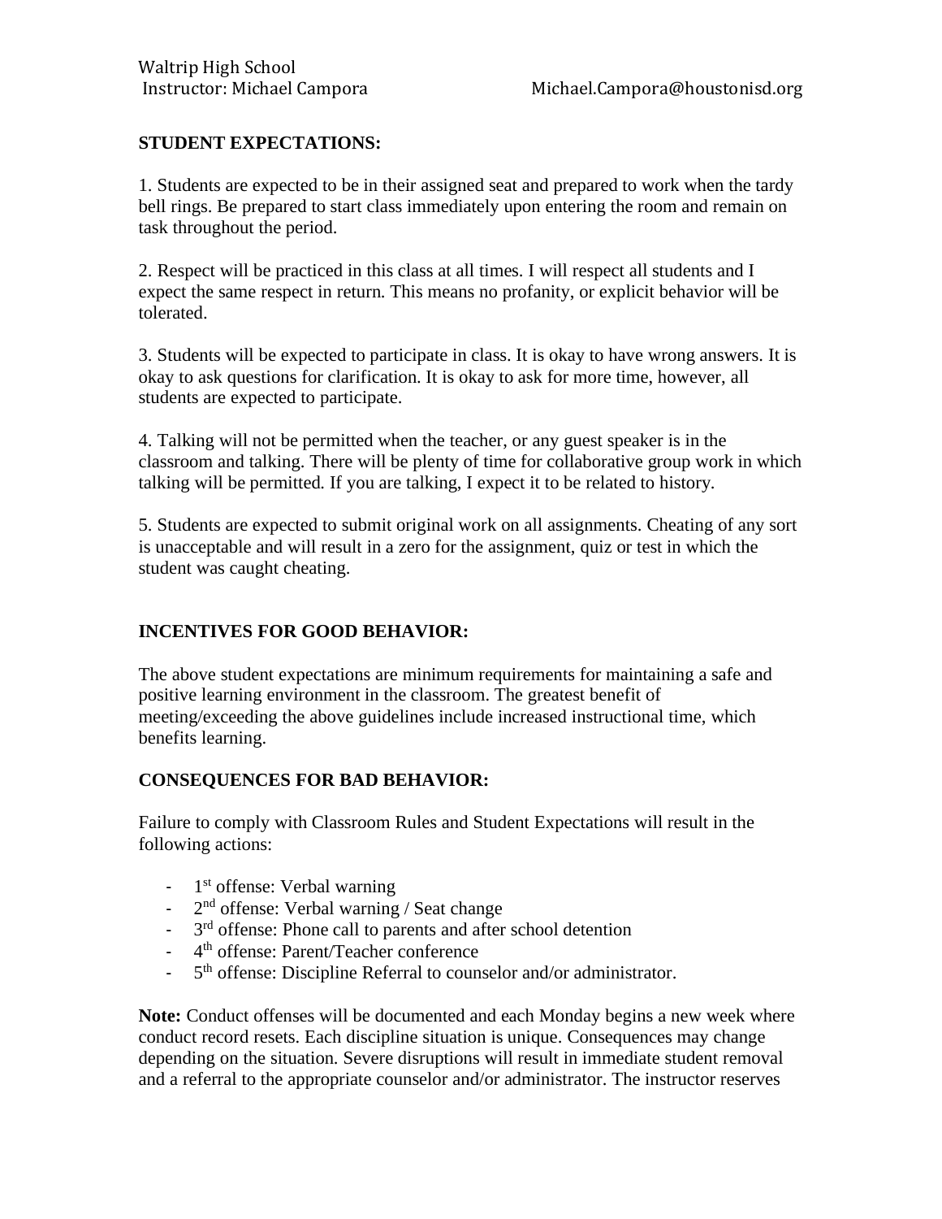Waltrip High School
Instructor: Michael Campora Michael.Campora@houstonisd.org

**STUDENT EXPECTATIONS:**

1. Students are expected to be in their assigned seat and prepared to work when the tardy bell rings. Be prepared to start class immediately upon entering the room and remain on task throughout the period.

2. Respect will be practiced in this class at all times. I will respect all students and I expect the same respect in return. This means no profanity, or explicit behavior will be tolerated.

3. Students will be expected to participate in class. It is okay to have wrong answers. It is okay to ask questions for clarification. It is okay to ask for more time, however, all students are expected to participate.

4. Talking will not be permitted when the teacher, or any guest speaker is in the classroom and talking. There will be plenty of time for collaborative group work in which talking will be permitted. If you are talking, I expect it to be related to history.

5. Students are expected to submit original work on all assignments. Cheating of any sort is unacceptable and will result in a zero for the assignment, quiz or test in which the student was caught cheating.

**INCENTIVES FOR GOOD BEHAVIOR:**

The above student expectations are minimum requirements for maintaining a safe and positive learning environment in the classroom. The greatest benefit of meeting/exceeding the above guidelines include increased instructional time, which benefits learning.

**CONSEQUENCES FOR BAD BEHAVIOR:**

Failure to comply with Classroom Rules and Student Expectations will result in the following actions:

- 1st offense: Verbal warning
- 2nd offense: Verbal warning / Seat change
- 3rd offense: Phone call to parents and after school detention
- 4th offense: Parent/Teacher conference
- 5th offense: Discipline Referral to counselor and/or administrator.

**Note:** Conduct offenses will be documented and each Monday begins a new week where conduct record resets. Each discipline situation is unique. Consequences may change depending on the situation. Severe disruptions will result in immediate student removal and a referral to the appropriate counselor and/or administrator. The instructor reserves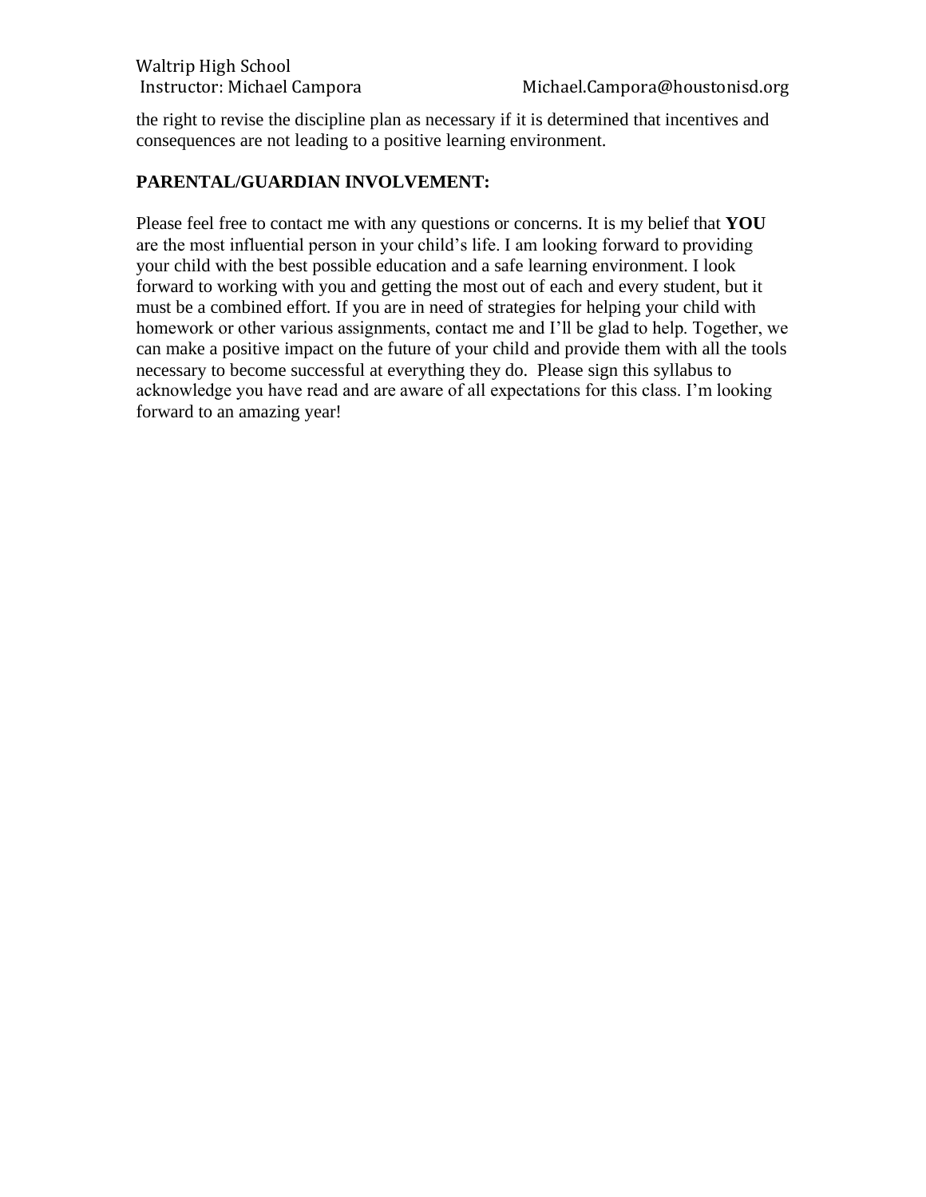the right to revise the discipline plan as necessary if it is determined that incentives and consequences are not leading to a positive learning environment.

**PARENTAL/GUARDIAN INVOLVEMENT:**

Please feel free to contact me with any questions or concerns. It is my belief that **YOU** are the most influential person in your child's life. I am looking forward to providing your child with the best possible education and a safe learning environment. I look forward to working with you and getting the most out of each and every student, but it must be a combined effort. If you are in need of strategies for helping your child with homework or other various assignments, contact me and I'll be glad to help. Together, we can make a positive impact on the future of your child and provide them with all the tools necessary to become successful at everything they do. Please sign this syllabus to acknowledge you have read and are aware of all expectations for this class. I'm looking forward to an amazing year!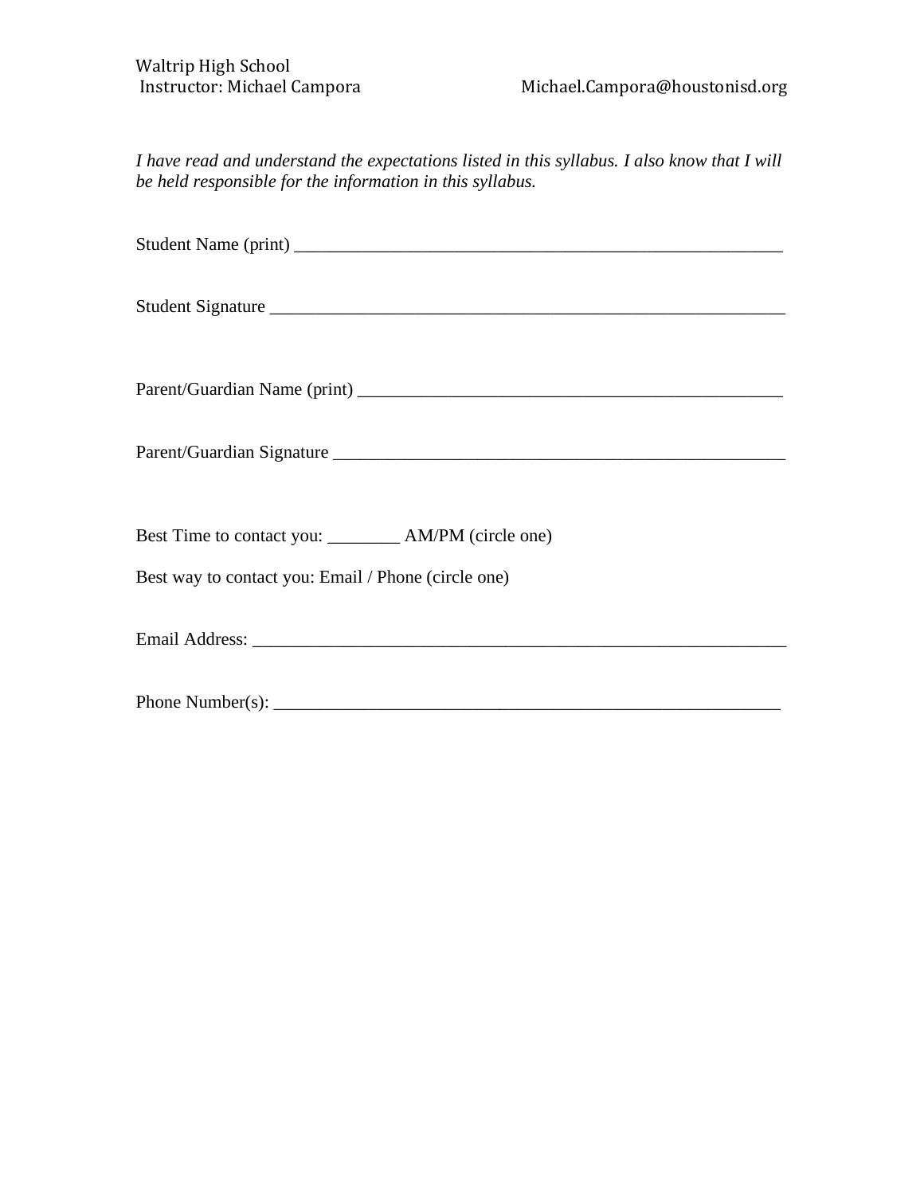Waltrip High School
Instructor: Michael Campora Michael.Campora@houstonisd.org

*I have read and understand the expectations listed in this syllabus. I also know that I will be held responsible for the information in this syllabus.*

Student Name (print) _______________________________________________________

Student Signature __________________________________________________________

Parent/Guardian Name (print) _______________________________________________

Parent/Guardian Signature ___________________________________________________

Best Time to contact you: ________ AM/PM (circle one)

Best way to contact you: Email / Phone (circle one)

Email Address: ____________________________________________________________

Phone Number(s): _________________________________________________________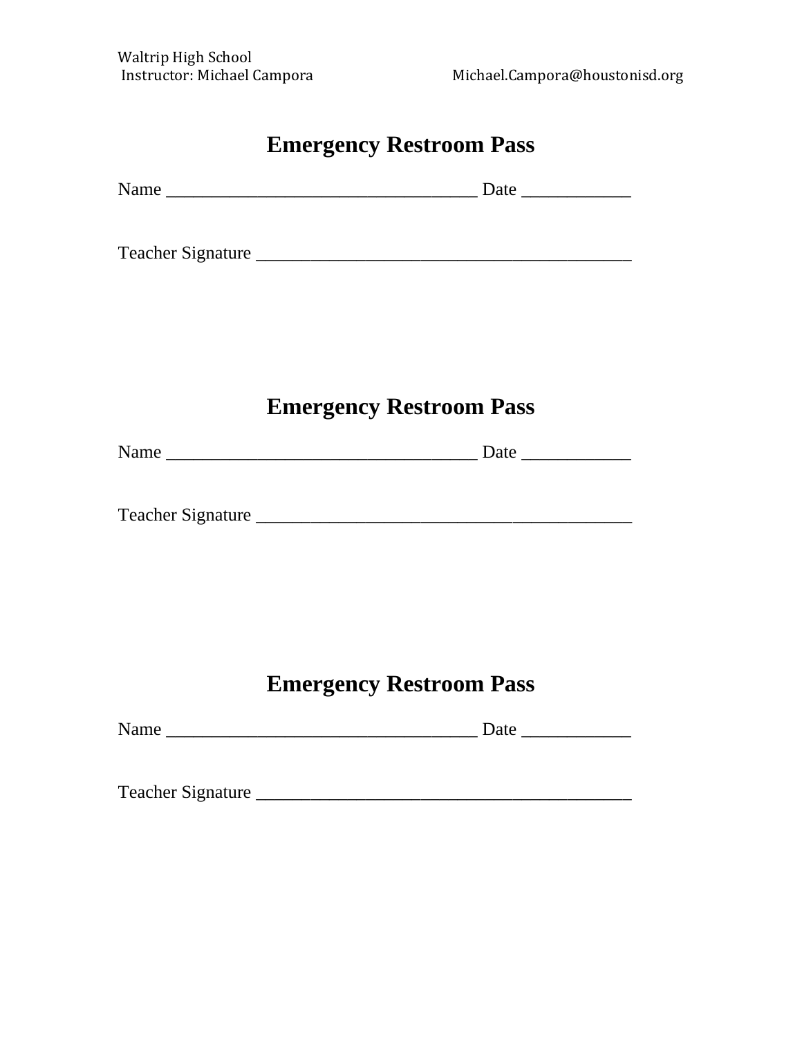Waltrip High School
Instructor: Michael Campora Michael.Campora@houstonisd.org

## Emergency Restroom Pass

Name ___________________________________ Date ____________

Teacher Signature ___________________________________________

## Emergency Restroom Pass

Name ___________________________________ Date ____________

Teacher Signature ___________________________________________

## Emergency Restroom Pass

Name ___________________________________ Date ____________

Teacher Signature ___________________________________________